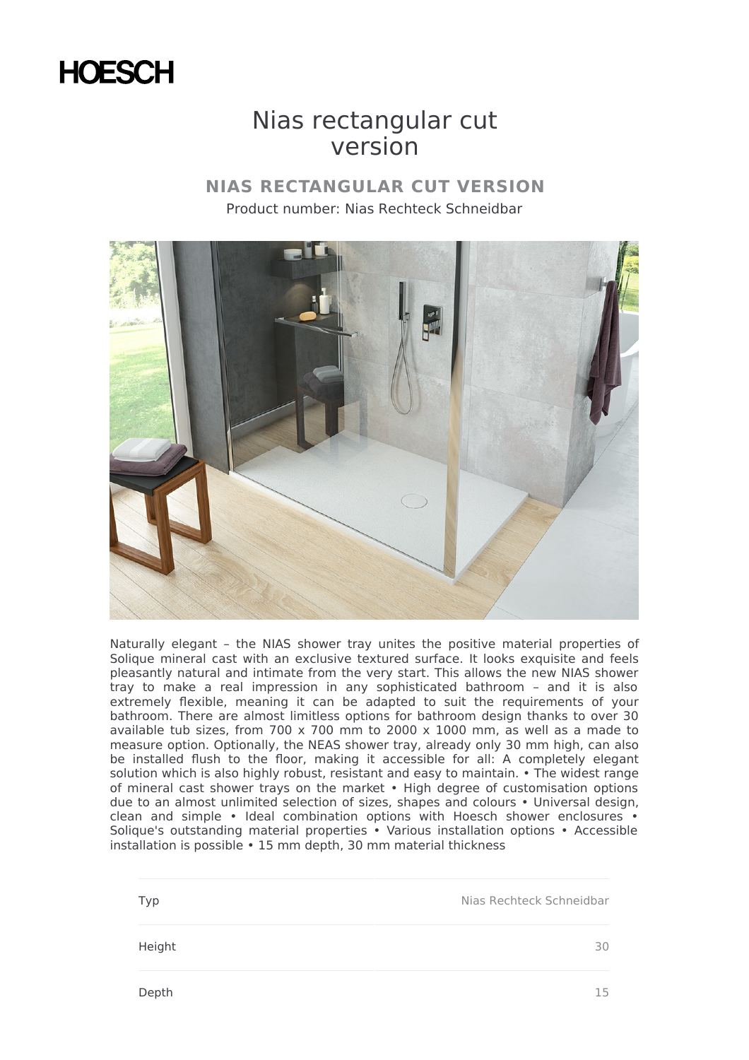HOESCH

# Nias rectangular cut version

## NIAS RECTANGULAR CUT VERSION

Product number: Nias Rechteck Schneidbar

Naturally elegant – the NIAS shower tray unites the positive material properties of Solique mineral cast with an exclusive textured surface. It looks exquisite and feels pleasantly natural and intimate from the very start. This allows the new NIAS shower tray to make a real impression in any sophisticated bathroom – and it is also extremely flexible, meaning it can be adapted to suit the requirements of your bathroom. There are almost limitless options for bathroom design thanks to over 30 available tub sizes, from 700 x 700 mm to 2000 x 1000 mm, as well as a made to measure option. Optionally, the NEAS shower tray, already only 30 mm high, can also be installed flush to the floor, making it accessible for all: A completely elegant solution which is also highly robust, resistant and easy to maintain. • The widest range of mineral cast shower trays on the market • High degree of customisation options due to an almost unlimited selection of sizes, shapes and colours • Universal design, clean and simple • Ideal combination options with Hoesch shower enclosures • Solique's outstanding material properties • Various installation options • Accessible installation is possible • 15 mm depth, 30 mm material thickness

| | |
|---|---|
| Typ | Nias Rechteck Schneidbar |
| Height | 30 |
| Depth | 15 |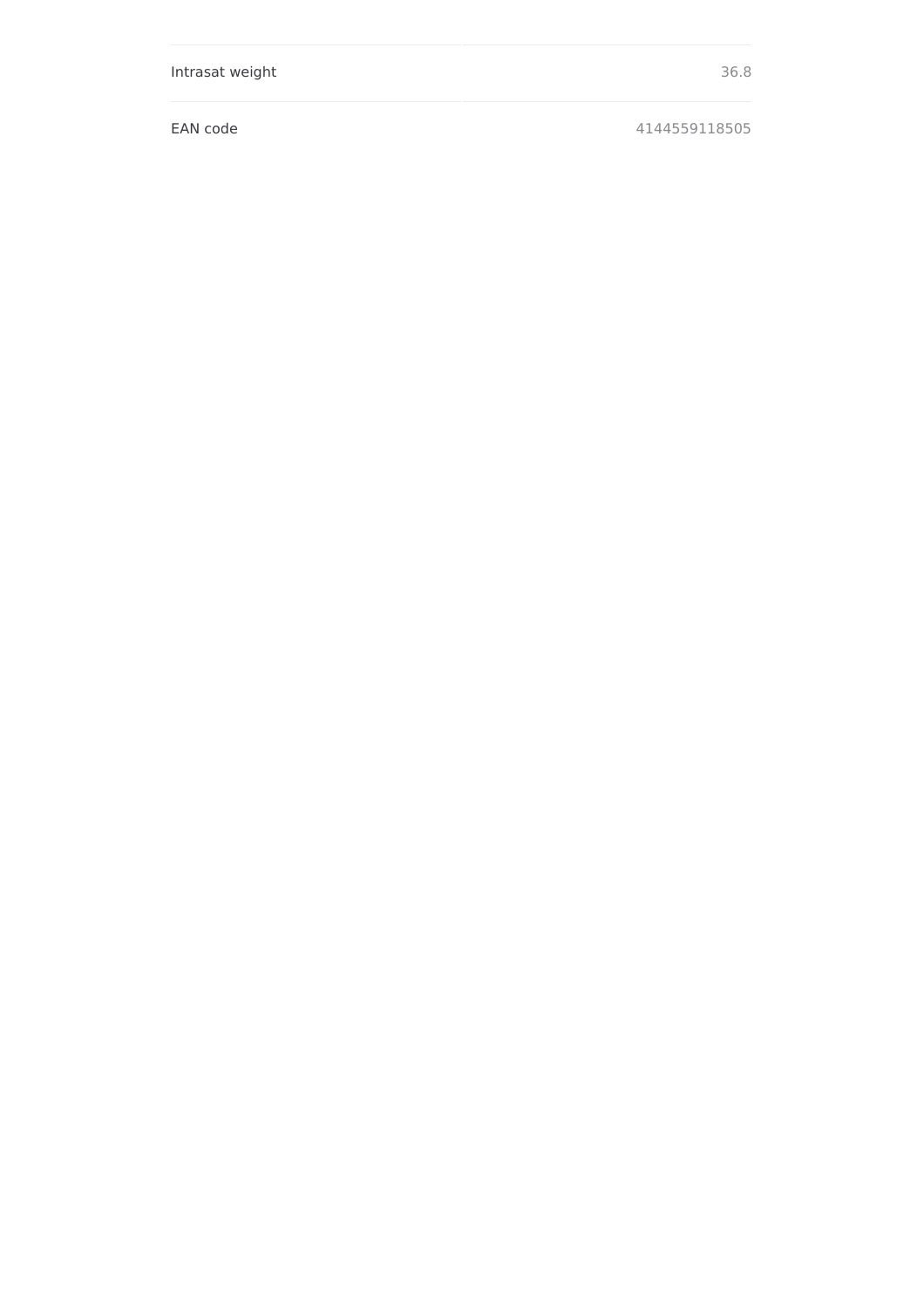| | |
| --- | --- |
| Intrasat weight | 36.8 |
| EAN code | 4144559118505 |